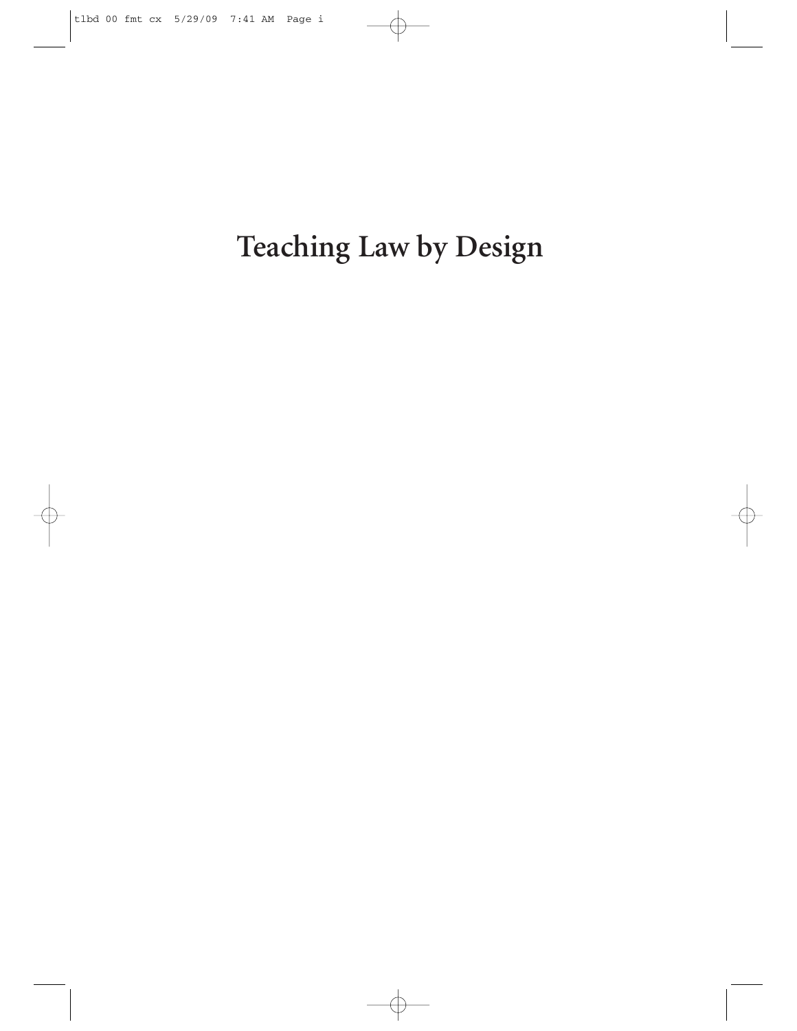# Teaching Law by Design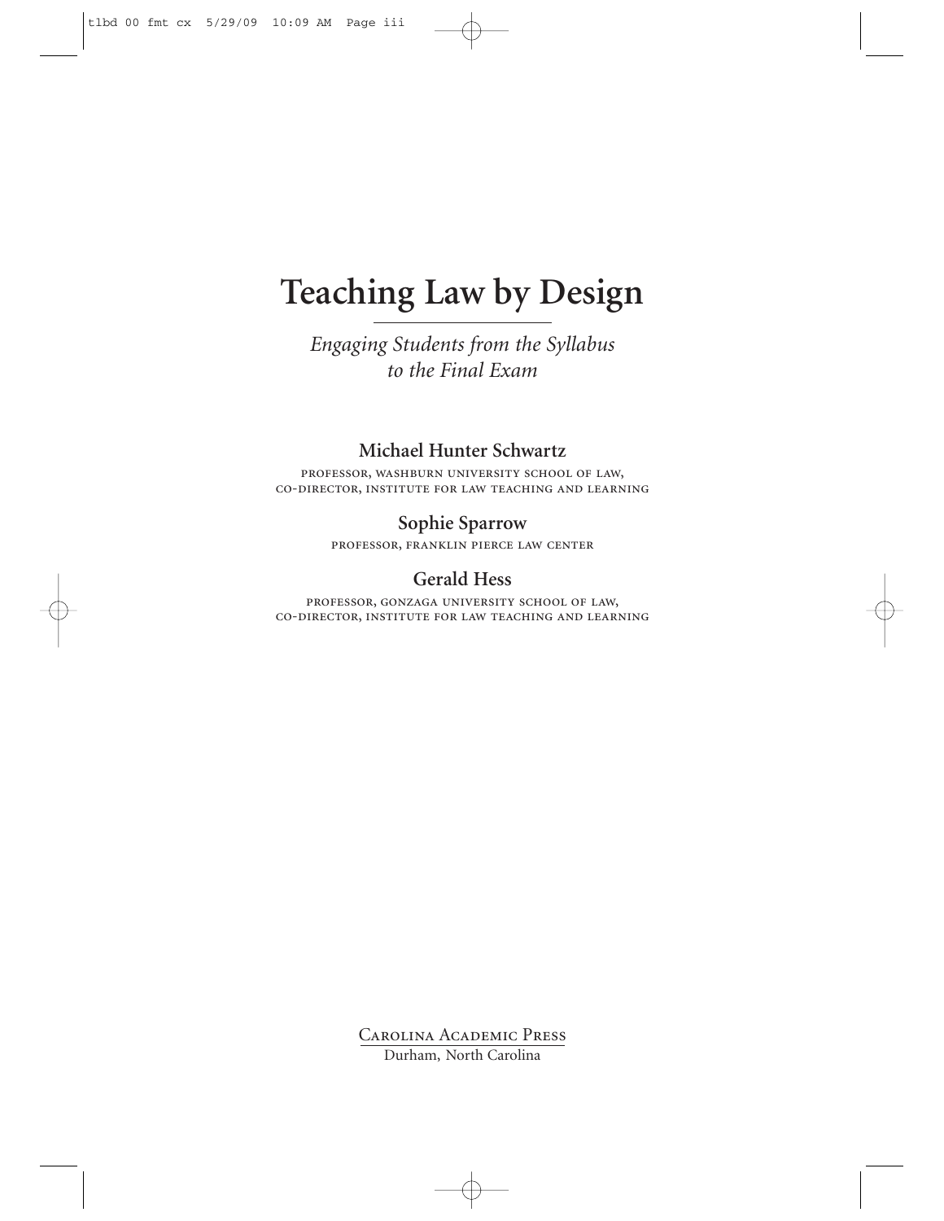# Teaching Law by Design

*Engaging Students from the Syllabus to the Final Exam*

**Michael Hunter Schwartz**

PROFESSOR, WASHBURN UNIVERSITY SCHOOL OF LAW,
CO-DIRECTOR, INSTITUTE FOR LAW TEACHING AND LEARNING

**Sophie Sparrow**

PROFESSOR, FRANKLIN PIERCE LAW CENTER

**Gerald Hess**

PROFESSOR, GONZAGA UNIVERSITY SCHOOL OF LAW,
CO-DIRECTOR, INSTITUTE FOR LAW TEACHING AND LEARNING

CAROLINA ACADEMIC PRESS
Durham, North Carolina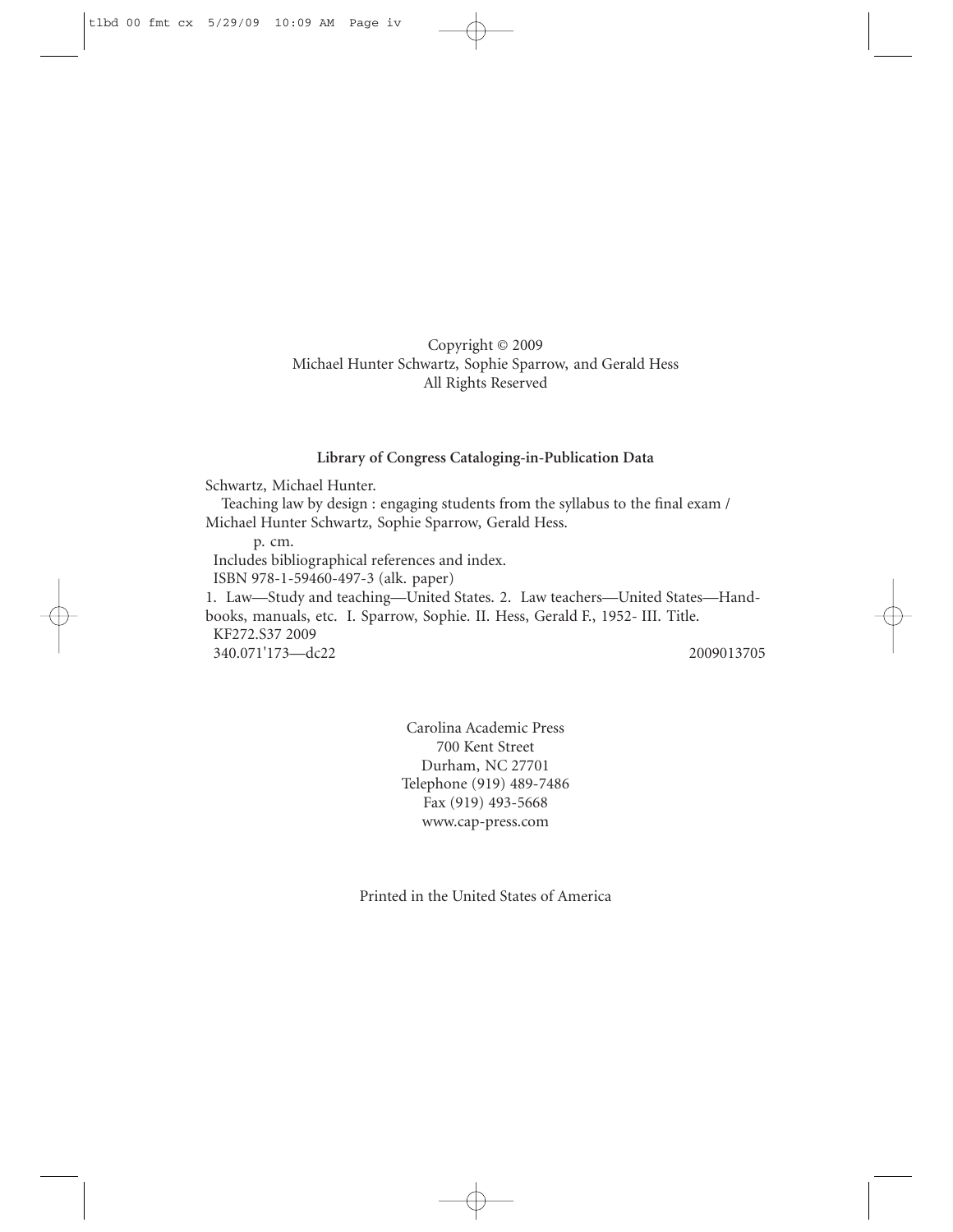Copyright © 2009
Michael Hunter Schwartz, Sophie Sparrow, and Gerald Hess
All Rights Reserved

**Library of Congress Cataloging-in-Publication Data**

Schwartz, Michael Hunter.
Teaching law by design : engaging students from the syllabus to the final exam / Michael Hunter Schwartz, Sophie Sparrow, Gerald Hess.
p. cm.
Includes bibliographical references and index.
ISBN 978-1-59460-497-3 (alk. paper)
1. Law—Study and teaching—United States. 2. Law teachers—United States—Handbooks, manuals, etc. I. Sparrow, Sophie. II. Hess, Gerald F., 1952- III. Title.
KF272.S37 2009
340.071'173—dc22 2009013705

Carolina Academic Press
700 Kent Street
Durham, NC 27701
Telephone (919) 489-7486
Fax (919) 493-5668
www.cap-press.com

Printed in the United States of America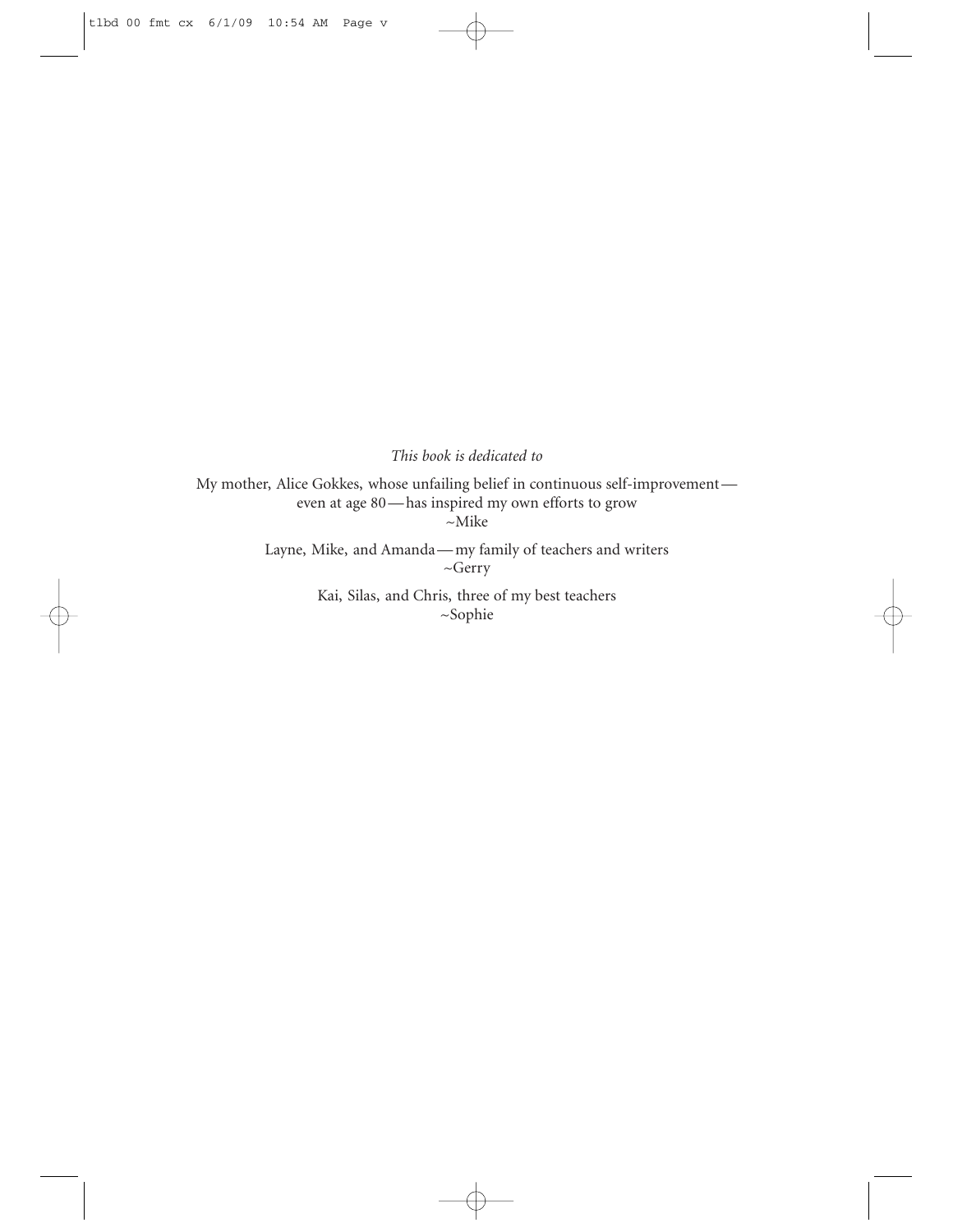*This book is dedicated to*

My mother, Alice Gokkes, whose unfailing belief in continuous self-improvement—even at age 80—has inspired my own efforts to grow
~Mike

Layne, Mike, and Amanda—my family of teachers and writers
~Gerry

Kai, Silas, and Chris, three of my best teachers
~Sophie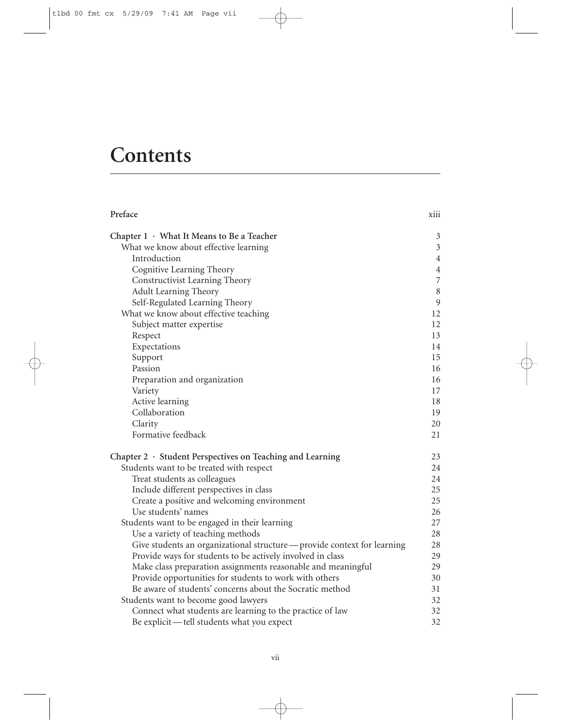# Contents

| | |
|---|---|
| **Preface** | xiii |
| **Chapter 1 · What It Means to Be a Teacher** | 3 |
| What we know about effective learning | 3 |
| Introduction | 4 |
| Cognitive Learning Theory | 4 |
| Constructivist Learning Theory | 7 |
| Adult Learning Theory | 8 |
| Self-Regulated Learning Theory | 9 |
| What we know about effective teaching | 12 |
| Subject matter expertise | 12 |
| Respect | 13 |
| Expectations | 14 |
| Support | 15 |
| Passion | 16 |
| Preparation and organization | 16 |
| Variety | 17 |
| Active learning | 18 |
| Collaboration | 19 |
| Clarity | 20 |
| Formative feedback | 21 |
| **Chapter 2 · Student Perspectives on Teaching and Learning** | 23 |
| Students want to be treated with respect | 24 |
| Treat students as colleagues | 24 |
| Include different perspectives in class | 25 |
| Create a positive and welcoming environment | 25 |
| Use students' names | 26 |
| Students want to be engaged in their learning | 27 |
| Use a variety of teaching methods | 28 |
| Give students an organizational structure—provide context for learning | 28 |
| Provide ways for students to be actively involved in class | 29 |
| Make class preparation assignments reasonable and meaningful | 29 |
| Provide opportunities for students to work with others | 30 |
| Be aware of students' concerns about the Socratic method | 31 |
| Students want to become good lawyers | 32 |
| Connect what students are learning to the practice of law | 32 |
| Be explicit—tell students what you expect | 32 |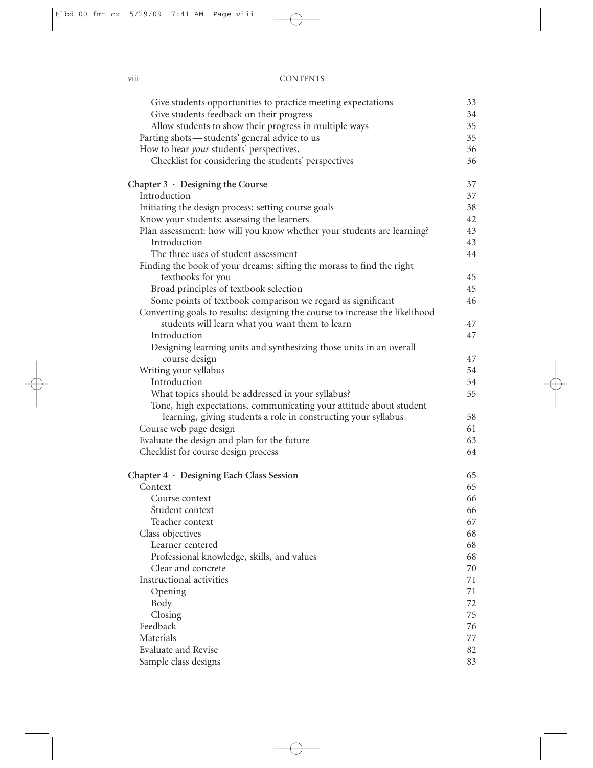Give students opportunities to practice meeting expectations 33
Give students feedback on their progress 34
Allow students to show their progress in multiple ways 35
Parting shots — students' general advice to us 35
How to hear *your* students' perspectives. 36
Checklist for considering the students' perspectives 36

**Chapter 3 · Designing the Course** 37
Introduction 37
Initiating the design process: setting course goals 38
Know your students: assessing the learners 42
Plan assessment: how will you know whether your students are learning? 43
Introduction 43
The three uses of student assessment 44
Finding the book of your dreams: sifting the morass to find the right textbooks for you 45
Broad principles of textbook selection 45
Some points of textbook comparison we regard as significant 46
Converting goals to results: designing the course to increase the likelihood students will learn what you want them to learn 47
Introduction 47
Designing learning units and synthesizing those units in an overall course design 47
Writing your syllabus 54
Introduction 54
What topics should be addressed in your syllabus? 55
Tone, high expectations, communicating your attitude about student learning, giving students a role in constructing your syllabus 58
Course web page design 61
Evaluate the design and plan for the future 63
Checklist for course design process 64

**Chapter 4 · Designing Each Class Session** 65
Context 65
Course context 66
Student context 66
Teacher context 67
Class objectives 68
Learner centered 68
Professional knowledge, skills, and values 68
Clear and concrete 70
Instructional activities 71
Opening 71
Body 72
Closing 75
Feedback 76
Materials 77
Evaluate and Revise 82
Sample class designs 83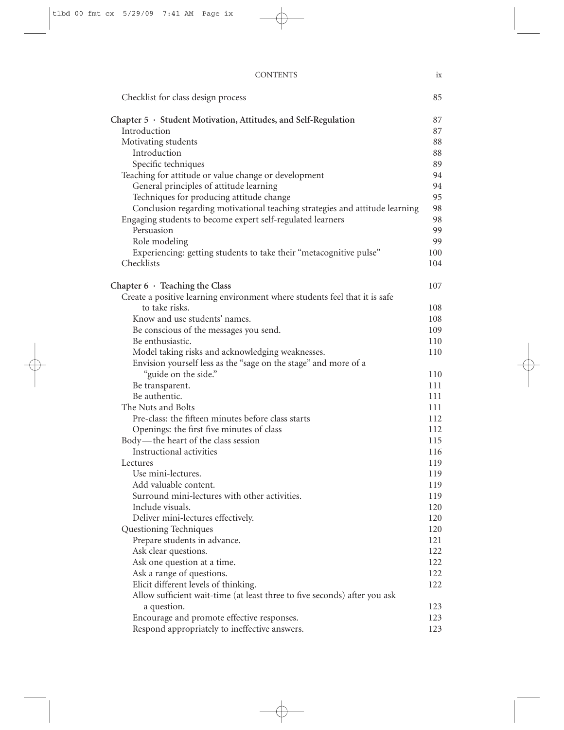Checklist for class design process 85

**Chapter 5 · Student Motivation, Attitudes, and Self-Regulation** 87

- Introduction 87
- Motivating students 88
  - Introduction 88
  - Specific techniques 89
- Teaching for attitude or value change or development 94
  - General principles of attitude learning 94
  - Techniques for producing attitude change 95
  - Conclusion regarding motivational teaching strategies and attitude learning 98
- Engaging students to become expert self-regulated learners 98
  - Persuasion 99
  - Role modeling 99
  - Experiencing: getting students to take their "metacognitive pulse" 100
- Checklists 104

**Chapter 6 · Teaching the Class** 107

- Create a positive learning environment where students feel that it is safe to take risks. 108
  - Know and use students' names. 108
  - Be conscious of the messages you send. 109
  - Be enthusiastic. 110
  - Model taking risks and acknowledging weaknesses. 110
  - Envision yourself less as the "sage on the stage" and more of a "guide on the side." 110
  - Be transparent. 111
  - Be authentic. 111
- The Nuts and Bolts 111
  - Pre-class: the fifteen minutes before class starts 112
  - Openings: the first five minutes of class 112
- Body—the heart of the class session 115
  - Instructional activities 116
- Lectures 119
  - Use mini-lectures. 119
  - Add valuable content. 119
  - Surround mini-lectures with other activities. 119
  - Include visuals. 120
  - Deliver mini-lectures effectively. 120
- Questioning Techniques 120
  - Prepare students in advance. 121
  - Ask clear questions. 122
  - Ask one question at a time. 122
  - Ask a range of questions. 122
  - Elicit different levels of thinking. 122
  - Allow sufficient wait-time (at least three to five seconds) after you ask a question. 123
  - Encourage and promote effective responses. 123
  - Respond appropriately to ineffective answers. 123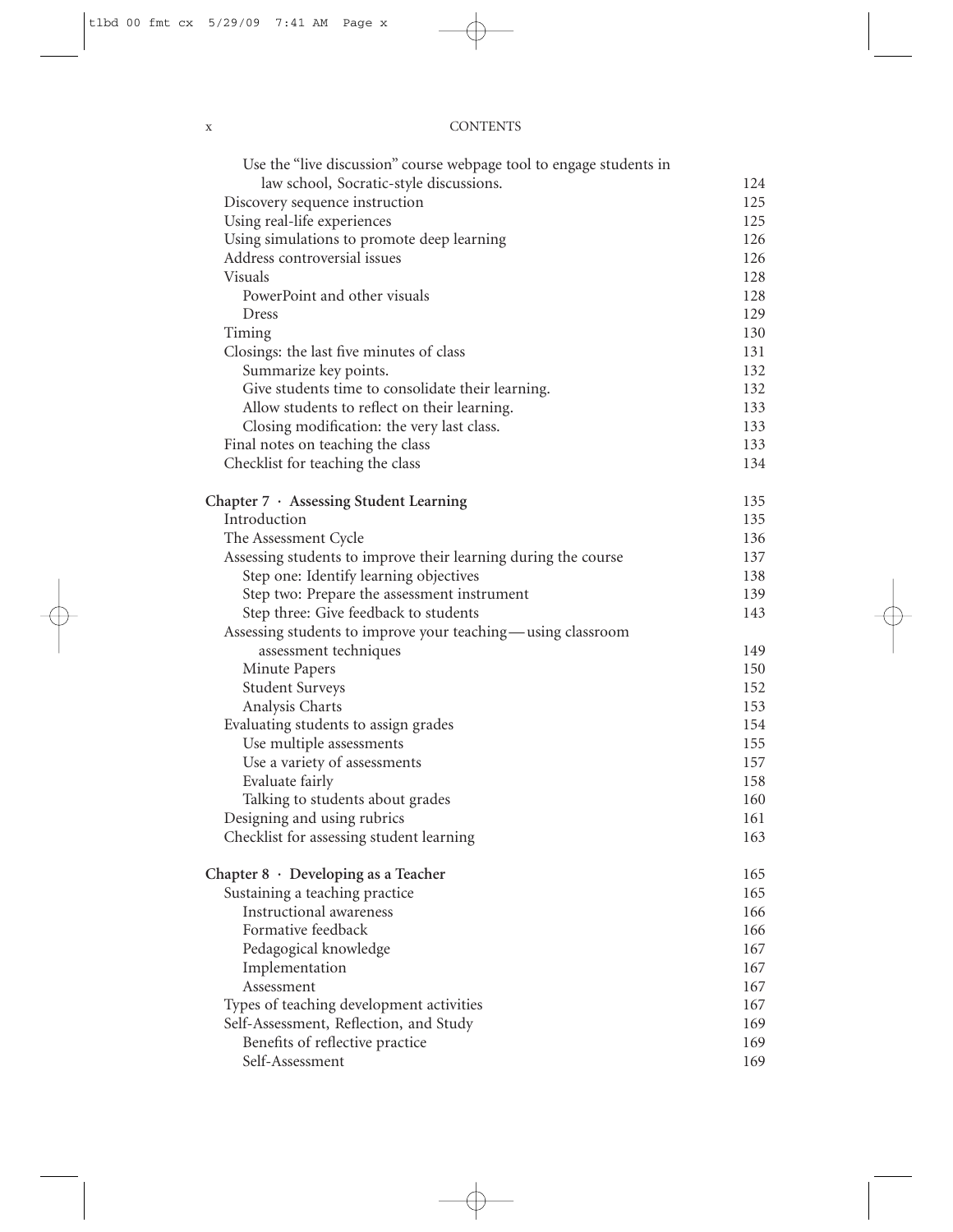Use the "live discussion" course webpage tool to engage students in law school, Socratic-style discussions. 124
Discovery sequence instruction 125
Using real-life experiences 125
Using simulations to promote deep learning 126
Address controversial issues 126
Visuals 128
PowerPoint and other visuals 128
Dress 129
Timing 130
Closings: the last five minutes of class 131
Summarize key points. 132
Give students time to consolidate their learning. 132
Allow students to reflect on their learning. 133
Closing modification: the very last class. 133
Final notes on teaching the class 133
Checklist for teaching the class 134

**Chapter 7 · Assessing Student Learning** 135
Introduction 135
The Assessment Cycle 136
Assessing students to improve their learning during the course 137
Step one: Identify learning objectives 138
Step two: Prepare the assessment instrument 139
Step three: Give feedback to students 143
Assessing students to improve your teaching—using classroom assessment techniques 149
Minute Papers 150
Student Surveys 152
Analysis Charts 153
Evaluating students to assign grades 154
Use multiple assessments 155
Use a variety of assessments 157
Evaluate fairly 158
Talking to students about grades 160
Designing and using rubrics 161
Checklist for assessing student learning 163

**Chapter 8 · Developing as a Teacher** 165
Sustaining a teaching practice 165
Instructional awareness 166
Formative feedback 166
Pedagogical knowledge 167
Implementation 167
Assessment 167
Types of teaching development activities 167
Self-Assessment, Reflection, and Study 169
Benefits of reflective practice 169
Self-Assessment 169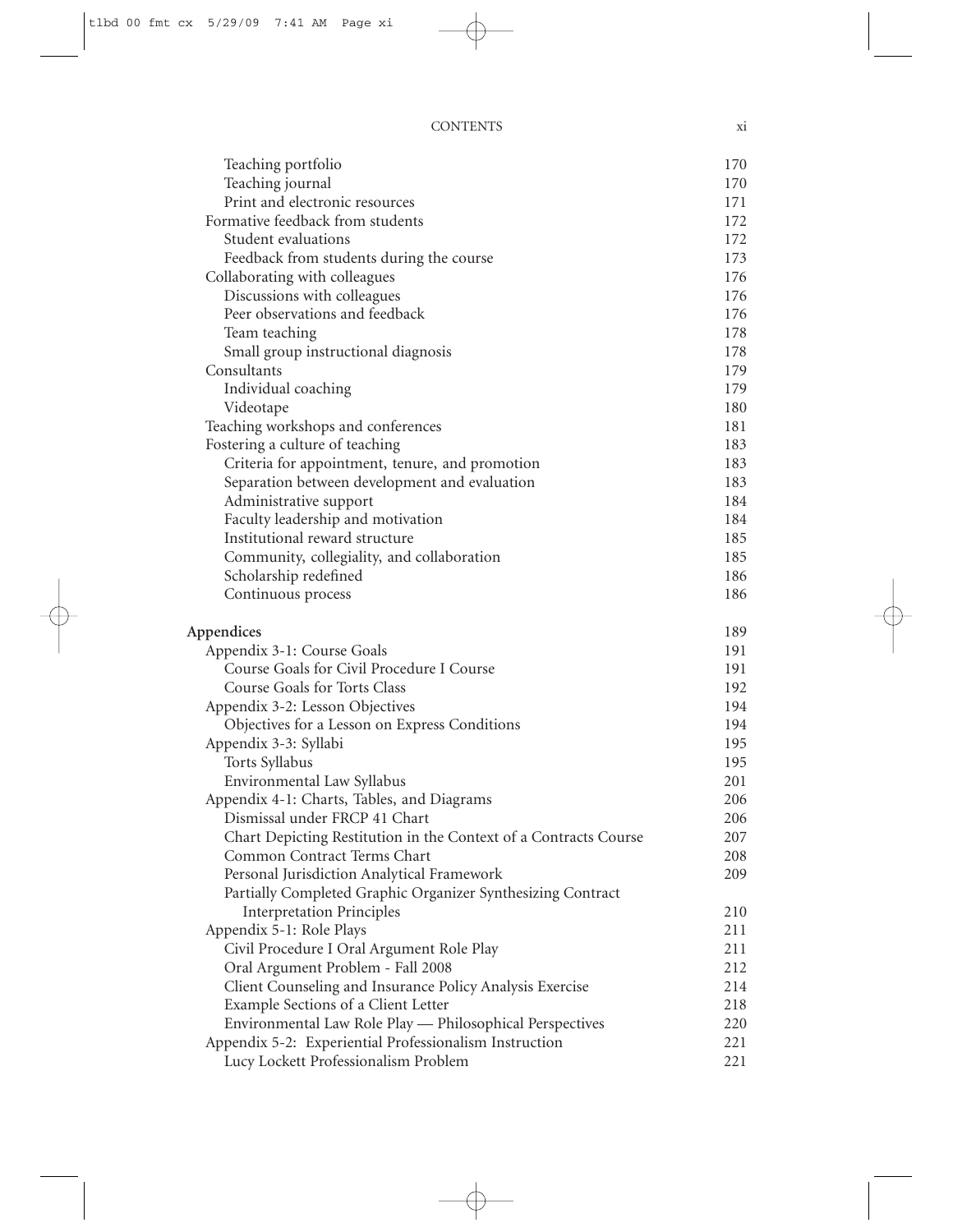| | |
|---|---|
| Teaching portfolio | 170 |
| Teaching journal | 170 |
| Print and electronic resources | 171 |
| Formative feedback from students | 172 |
| Student evaluations | 172 |
| Feedback from students during the course | 173 |
| Collaborating with colleagues | 176 |
| Discussions with colleagues | 176 |
| Peer observations and feedback | 176 |
| Team teaching | 178 |
| Small group instructional diagnosis | 178 |
| Consultants | 179 |
| Individual coaching | 179 |
| Videotape | 180 |
| Teaching workshops and conferences | 181 |
| Fostering a culture of teaching | 183 |
| Criteria for appointment, tenure, and promotion | 183 |
| Separation between development and evaluation | 183 |
| Administrative support | 184 |
| Faculty leadership and motivation | 184 |
| Institutional reward structure | 185 |
| Community, collegiality, and collaboration | 185 |
| Scholarship redefined | 186 |
| Continuous process | 186 |
| **Appendices** | 189 |
| Appendix 3-1: Course Goals | 191 |
| Course Goals for Civil Procedure I Course | 191 |
| Course Goals for Torts Class | 192 |
| Appendix 3-2: Lesson Objectives | 194 |
| Objectives for a Lesson on Express Conditions | 194 |
| Appendix 3-3: Syllabi | 195 |
| Torts Syllabus | 195 |
| Environmental Law Syllabus | 201 |
| Appendix 4-1: Charts, Tables, and Diagrams | 206 |
| Dismissal under FRCP 41 Chart | 206 |
| Chart Depicting Restitution in the Context of a Contracts Course | 207 |
| Common Contract Terms Chart | 208 |
| Personal Jurisdiction Analytical Framework | 209 |
| Partially Completed Graphic Organizer Synthesizing Contract Interpretation Principles | 210 |
| Appendix 5-1: Role Plays | 211 |
| Civil Procedure I Oral Argument Role Play | 211 |
| Oral Argument Problem - Fall 2008 | 212 |
| Client Counseling and Insurance Policy Analysis Exercise | 214 |
| Example Sections of a Client Letter | 218 |
| Environmental Law Role Play — Philosophical Perspectives | 220 |
| Appendix 5-2: Experiential Professionalism Instruction | 221 |
| Lucy Lockett Professionalism Problem | 221 |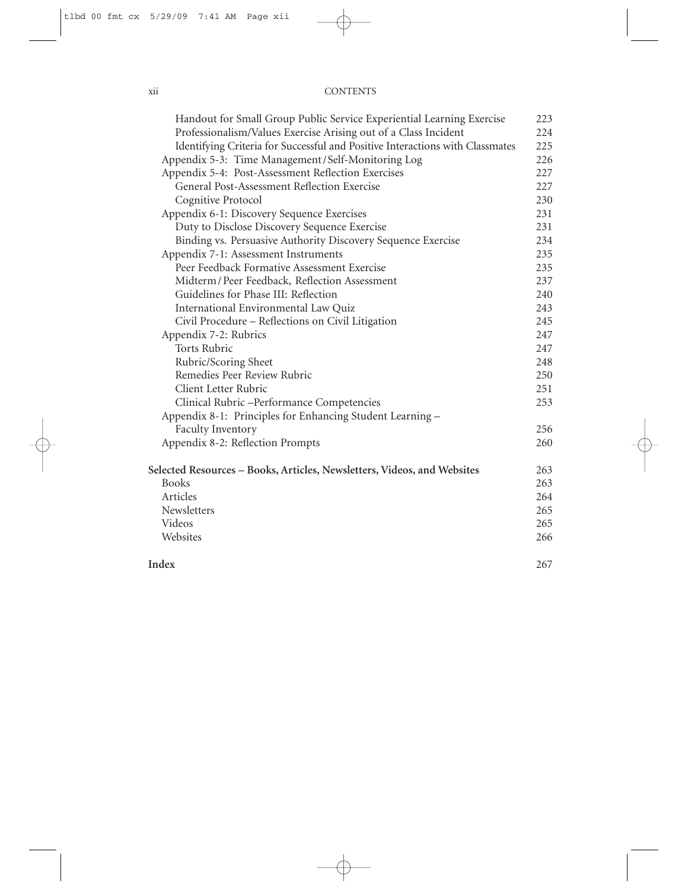Handout for Small Group Public Service Experiential Learning Exercise 223
Professionalism/Values Exercise Arising out of a Class Incident 224
Identifying Criteria for Successful and Positive Interactions with Classmates 225
Appendix 5-3: Time Management/Self-Monitoring Log 226
Appendix 5-4: Post-Assessment Reflection Exercises 227
General Post-Assessment Reflection Exercise 227
Cognitive Protocol 230
Appendix 6-1: Discovery Sequence Exercises 231
Duty to Disclose Discovery Sequence Exercise 231
Binding vs. Persuasive Authority Discovery Sequence Exercise 234
Appendix 7-1: Assessment Instruments 235
Peer Feedback Formative Assessment Exercise 235
Midterm/Peer Feedback, Reflection Assessment 237
Guidelines for Phase III: Reflection 240
International Environmental Law Quiz 243
Civil Procedure – Reflections on Civil Litigation 245
Appendix 7-2: Rubrics 247
Torts Rubric 247
Rubric/Scoring Sheet 248
Remedies Peer Review Rubric 250
Client Letter Rubric 251
Clinical Rubric –Performance Competencies 253
Appendix 8-1: Principles for Enhancing Student Learning – Faculty Inventory 256
Appendix 8-2: Reflection Prompts 260

**Selected Resources – Books, Articles, Newsletters, Videos, and Websites** 263
Books 263
Articles 264
Newsletters 265
Videos 265
Websites 266

**Index** 267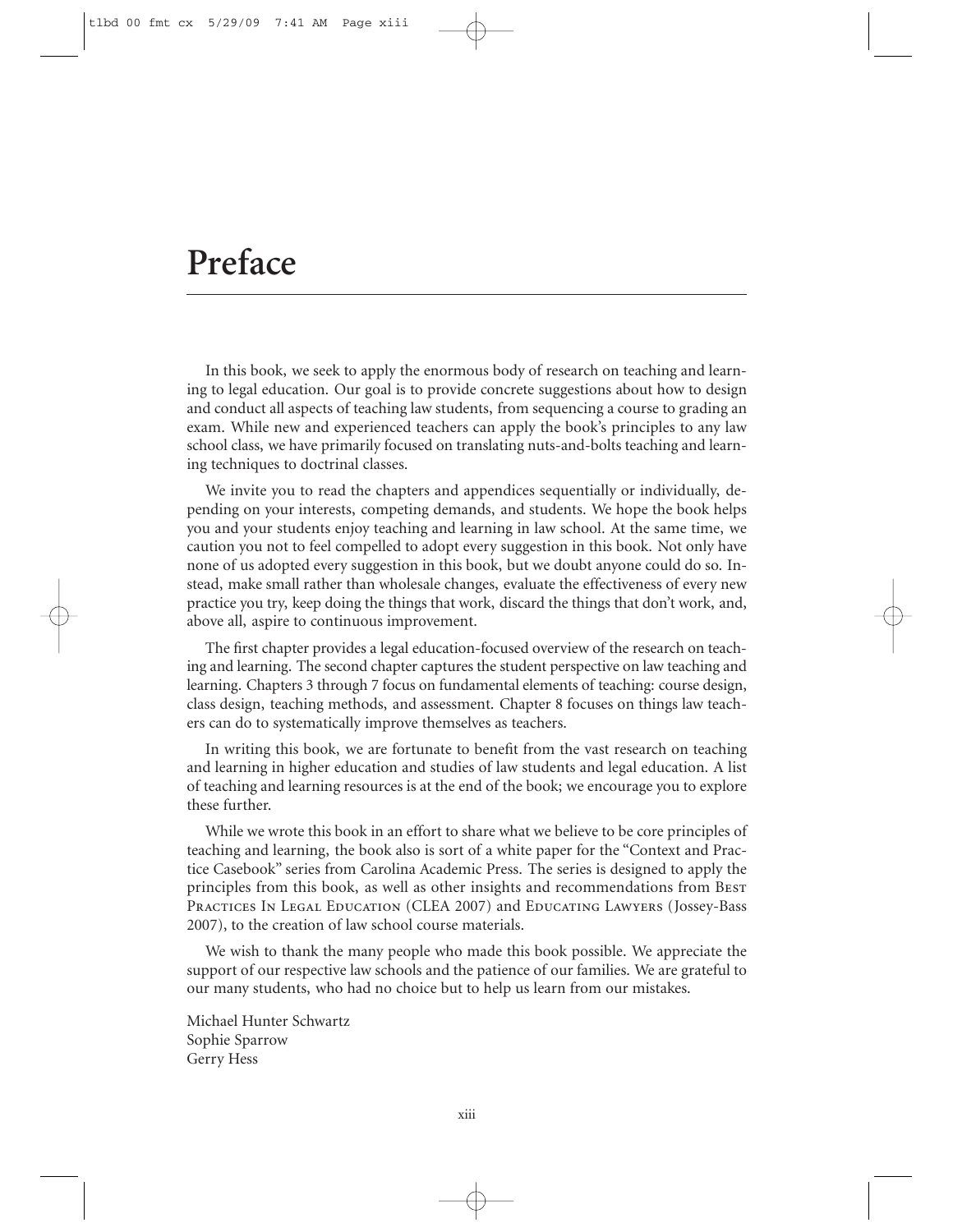# Preface

In this book, we seek to apply the enormous body of research on teaching and learning to legal education. Our goal is to provide concrete suggestions about how to design and conduct all aspects of teaching law students, from sequencing a course to grading an exam. While new and experienced teachers can apply the book's principles to any law school class, we have primarily focused on translating nuts-and-bolts teaching and learning techniques to doctrinal classes.

We invite you to read the chapters and appendices sequentially or individually, depending on your interests, competing demands, and students. We hope the book helps you and your students enjoy teaching and learning in law school. At the same time, we caution you not to feel compelled to adopt every suggestion in this book. Not only have none of us adopted every suggestion in this book, but we doubt anyone could do so. Instead, make small rather than wholesale changes, evaluate the effectiveness of every new practice you try, keep doing the things that work, discard the things that don't work, and, above all, aspire to continuous improvement.

The first chapter provides a legal education-focused overview of the research on teaching and learning. The second chapter captures the student perspective on law teaching and learning. Chapters 3 through 7 focus on fundamental elements of teaching: course design, class design, teaching methods, and assessment. Chapter 8 focuses on things law teachers can do to systematically improve themselves as teachers.

In writing this book, we are fortunate to benefit from the vast research on teaching and learning in higher education and studies of law students and legal education. A list of teaching and learning resources is at the end of the book; we encourage you to explore these further.

While we wrote this book in an effort to share what we believe to be core principles of teaching and learning, the book also is sort of a white paper for the "Context and Practice Casebook" series from Carolina Academic Press. The series is designed to apply the principles from this book, as well as other insights and recommendations from Best Practices In Legal Education (CLEA 2007) and Educating Lawyers (Jossey-Bass 2007), to the creation of law school course materials.

We wish to thank the many people who made this book possible. We appreciate the support of our respective law schools and the patience of our families. We are grateful to our many students, who had no choice but to help us learn from our mistakes.

Michael Hunter Schwartz
Sophie Sparrow
Gerry Hess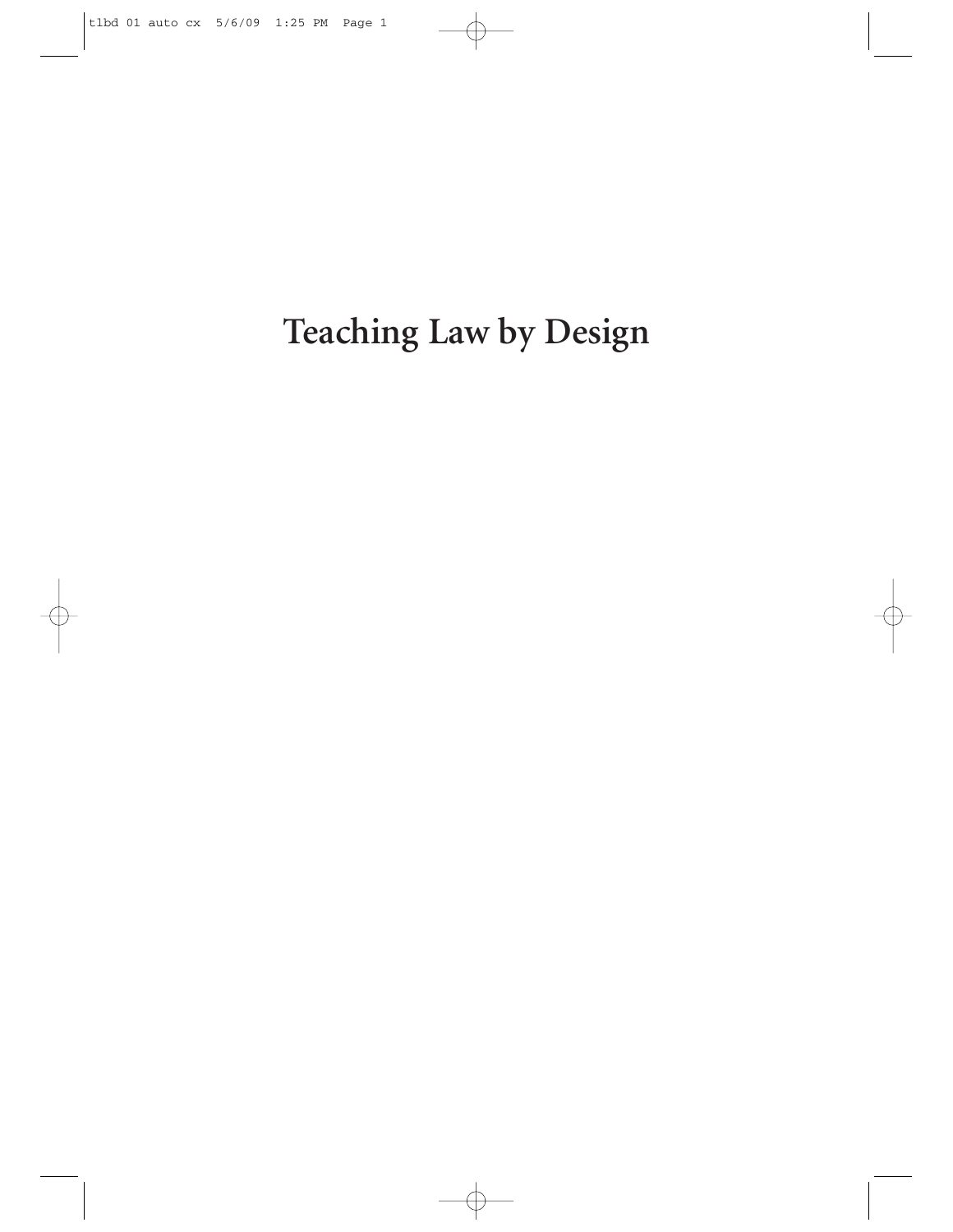# Teaching Law by Design